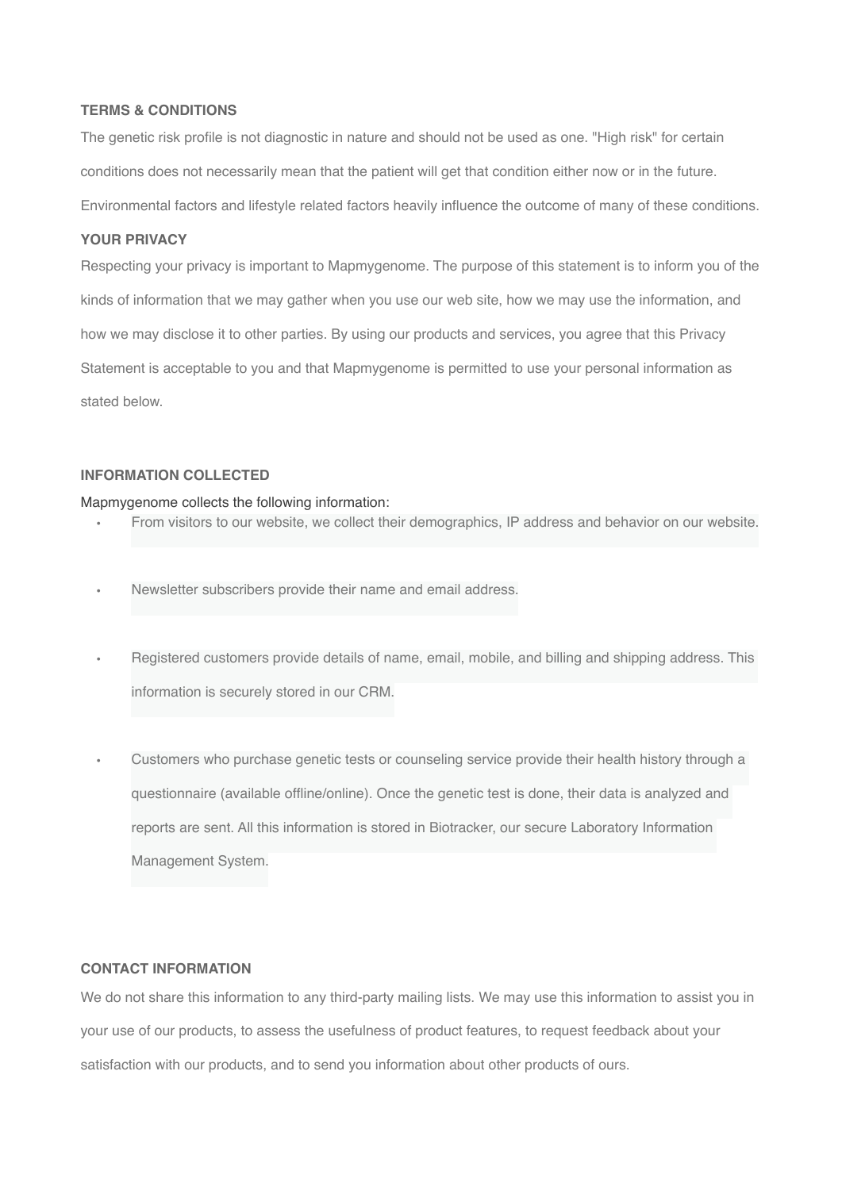**TERMS & CONDITIONS**

The genetic risk profile is not diagnostic in nature and should not be used as one. "High risk" for certain conditions does not necessarily mean that the patient will get that condition either now or in the future. Environmental factors and lifestyle related factors heavily influence the outcome of many of these conditions.

**YOUR PRIVACY**

Respecting your privacy is important to Mapmygenome. The purpose of this statement is to inform you of the kinds of information that we may gather when you use our web site, how we may use the information, and how we may disclose it to other parties. By using our products and services, you agree that this Privacy Statement is acceptable to you and that Mapmygenome is permitted to use your personal information as stated below.

**INFORMATION COLLECTED**

Mapmygenome collects the following information:

- From visitors to our website, we collect their demographics, IP address and behavior on our website.
- Newsletter subscribers provide their name and email address.
- Registered customers provide details of name, email, mobile, and billing and shipping address. This information is securely stored in our CRM.
- Customers who purchase genetic tests or counseling service provide their health history through a questionnaire (available offline/online). Once the genetic test is done, their data is analyzed and reports are sent. All this information is stored in Biotracker, our secure Laboratory Information Management System.

**CONTACT INFORMATION**

We do not share this information to any third-party mailing lists. We may use this information to assist you in your use of our products, to assess the usefulness of product features, to request feedback about your satisfaction with our products, and to send you information about other products of ours.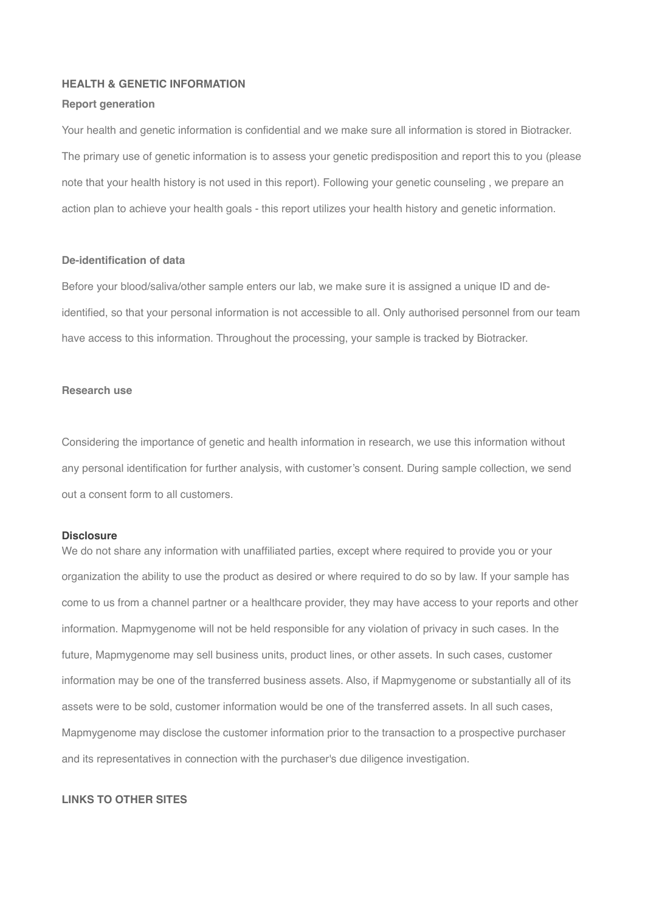## HEALTH & GENETIC INFORMATION

### Report generation

Your health and genetic information is confidential and we make sure all information is stored in Biotracker. The primary use of genetic information is to assess your genetic predisposition and report this to you (please note that your health history is not used in this report). Following your genetic counseling , we prepare an action plan to achieve your health goals - this report utilizes your health history and genetic information.

### De-identification of data

Before your blood/saliva/other sample enters our lab, we make sure it is assigned a unique ID and de-identified, so that your personal information is not accessible to all. Only authorised personnel from our team have access to this information. Throughout the processing, your sample is tracked by Biotracker.

### Research use

Considering the importance of genetic and health information in research, we use this information without any personal identification for further analysis, with customer's consent. During sample collection, we send out a consent form to all customers.

### Disclosure

We do not share any information with unaffiliated parties, except where required to provide you or your organization the ability to use the product as desired or where required to do so by law. If your sample has come to us from a channel partner or a healthcare provider, they may have access to your reports and other information. Mapmygenome will not be held responsible for any violation of privacy in such cases. In the future, Mapmygenome may sell business units, product lines, or other assets. In such cases, customer information may be one of the transferred business assets. Also, if Mapmygenome or substantially all of its assets were to be sold, customer information would be one of the transferred assets. In all such cases, Mapmygenome may disclose the customer information prior to the transaction to a prospective purchaser and its representatives in connection with the purchaser's due diligence investigation.

## LINKS TO OTHER SITES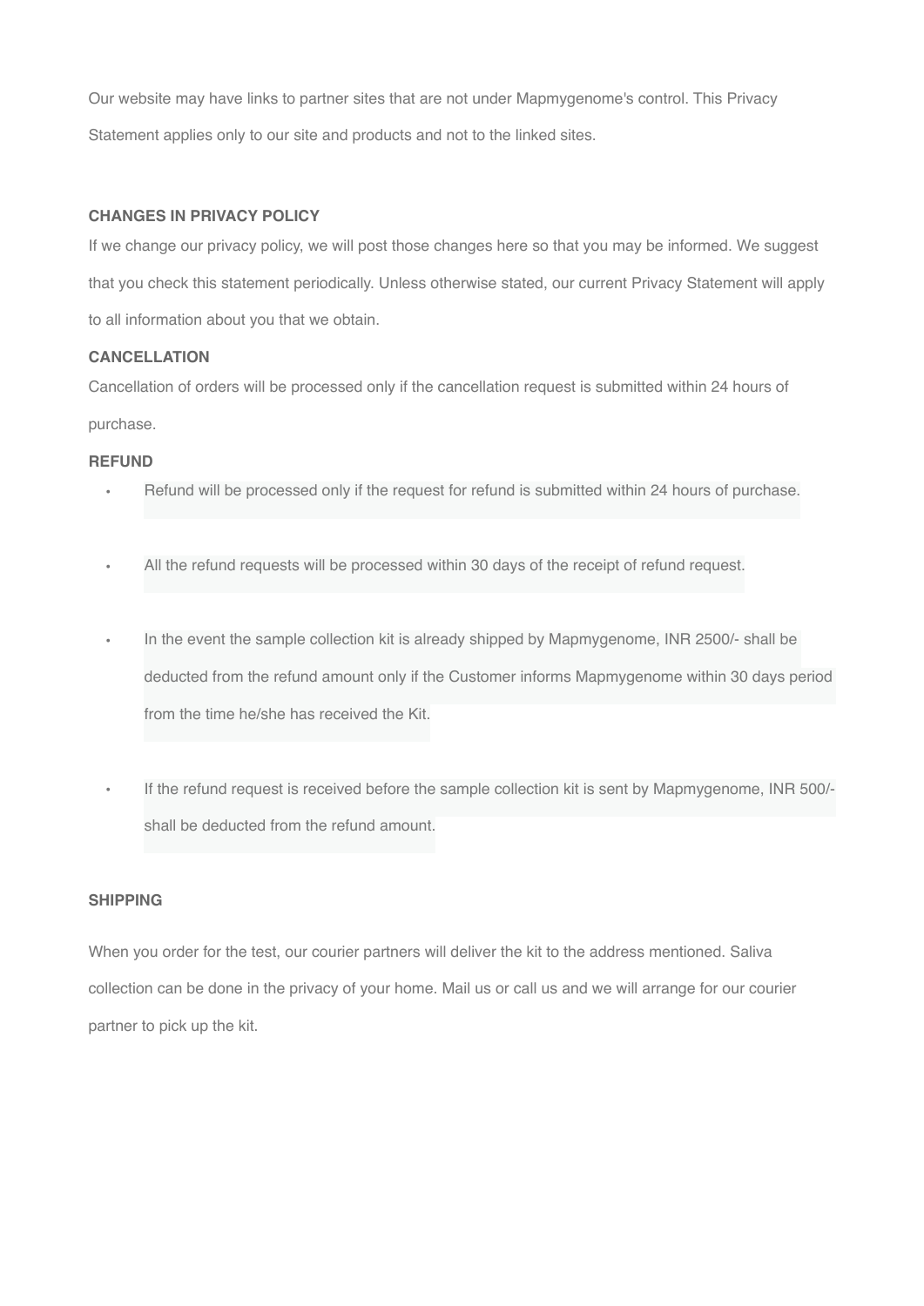Our website may have links to partner sites that are not under Mapmygenome's control. This Privacy Statement applies only to our site and products and not to the linked sites.

**CHANGES IN PRIVACY POLICY**

If we change our privacy policy, we will post those changes here so that you may be informed. We suggest that you check this statement periodically. Unless otherwise stated, our current Privacy Statement will apply to all information about you that we obtain.

**CANCELLATION**

Cancellation of orders will be processed only if the cancellation request is submitted within 24 hours of purchase.

**REFUND**

- Refund will be processed only if the request for refund is submitted within 24 hours of purchase.
- All the refund requests will be processed within 30 days of the receipt of refund request.
- In the event the sample collection kit is already shipped by Mapmygenome, INR 2500/- shall be deducted from the refund amount only if the Customer informs Mapmygenome within 30 days period from the time he/she has received the Kit.
- If the refund request is received before the sample collection kit is sent by Mapmygenome, INR 500/- shall be deducted from the refund amount.

**SHIPPING**

When you order for the test, our courier partners will deliver the kit to the address mentioned. Saliva collection can be done in the privacy of your home. Mail us or call us and we will arrange for our courier partner to pick up the kit.